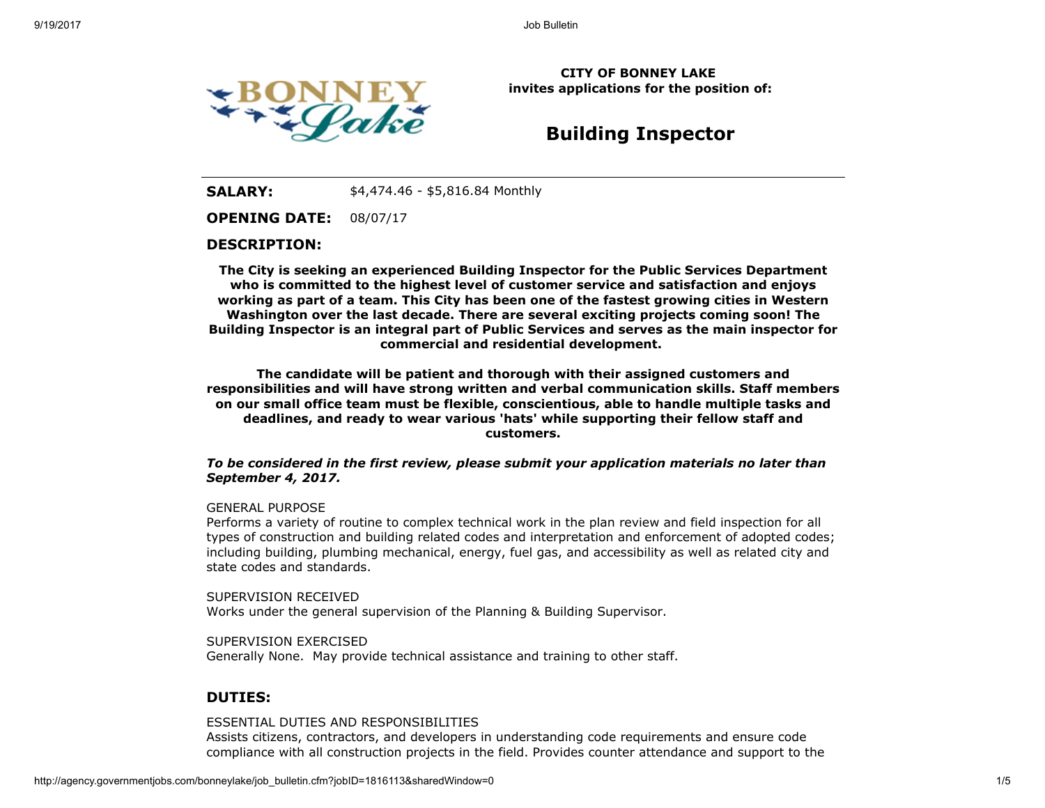**CITY OF BONNEY LAKE**
**invites applications for the position of:**

# Building Inspector

**SALARY:** $4,474.46 - $5,816.84 Monthly

**OPENING DATE:** 08/07/17

## DESCRIPTION:

**The City is seeking an experienced Building Inspector for the Public Services Department who is committed to the highest level of customer service and satisfaction and enjoys working as part of a team. This City has been one of the fastest growing cities in Western Washington over the last decade. There are several exciting projects coming soon! The Building Inspector is an integral part of Public Services and serves as the main inspector for commercial and residential development.**

**The candidate will be patient and thorough with their assigned customers and responsibilities and will have strong written and verbal communication skills. Staff members on our small office team must be flexible, conscientious, able to handle multiple tasks and deadlines, and ready to wear various 'hats' while supporting their fellow staff and customers.**

***To be considered in the first review, please submit your application materials no later than September 4, 2017.***

GENERAL PURPOSE
Performs a variety of routine to complex technical work in the plan review and field inspection for all types of construction and building related codes and interpretation and enforcement of adopted codes; including building, plumbing mechanical, energy, fuel gas, and accessibility as well as related city and state codes and standards.

SUPERVISION RECEIVED
Works under the general supervision of the Planning & Building Supervisor.

SUPERVISION EXERCISED
Generally None. May provide technical assistance and training to other staff.

## DUTIES:

ESSENTIAL DUTIES AND RESPONSIBILITIES
Assists citizens, contractors, and developers in understanding code requirements and ensure code compliance with all construction projects in the field. Provides counter attendance and support to the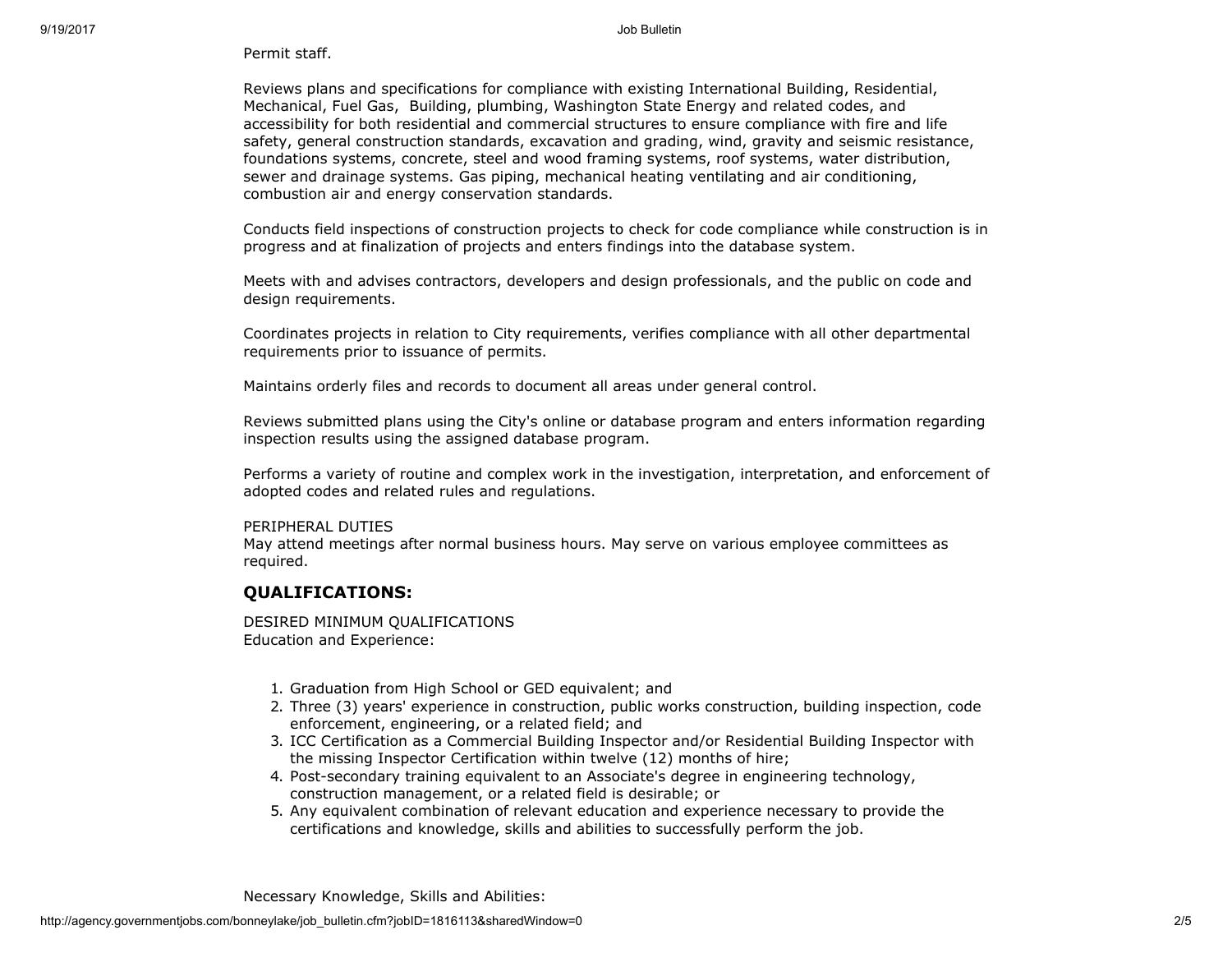Permit staff.

Reviews plans and specifications for compliance with existing International Building, Residential, Mechanical, Fuel Gas, Building, plumbing, Washington State Energy and related codes, and accessibility for both residential and commercial structures to ensure compliance with fire and life safety, general construction standards, excavation and grading, wind, gravity and seismic resistance, foundations systems, concrete, steel and wood framing systems, roof systems, water distribution, sewer and drainage systems. Gas piping, mechanical heating ventilating and air conditioning, combustion air and energy conservation standards.

Conducts field inspections of construction projects to check for code compliance while construction is in progress and at finalization of projects and enters findings into the database system.

Meets with and advises contractors, developers and design professionals, and the public on code and design requirements.

Coordinates projects in relation to City requirements, verifies compliance with all other departmental requirements prior to issuance of permits.

Maintains orderly files and records to document all areas under general control.

Reviews submitted plans using the City's online or database program and enters information regarding inspection results using the assigned database program.

Performs a variety of routine and complex work in the investigation, interpretation, and enforcement of adopted codes and related rules and regulations.

PERIPHERAL DUTIES
May attend meetings after normal business hours. May serve on various employee committees as required.

## QUALIFICATIONS:

DESIRED MINIMUM QUALIFICATIONS
Education and Experience:

1. Graduation from High School or GED equivalent; and
2. Three (3) years' experience in construction, public works construction, building inspection, code enforcement, engineering, or a related field; and
3. ICC Certification as a Commercial Building Inspector and/or Residential Building Inspector with the missing Inspector Certification within twelve (12) months of hire;
4. Post-secondary training equivalent to an Associate's degree in engineering technology, construction management, or a related field is desirable; or
5. Any equivalent combination of relevant education and experience necessary to provide the certifications and knowledge, skills and abilities to successfully perform the job.

Necessary Knowledge, Skills and Abilities: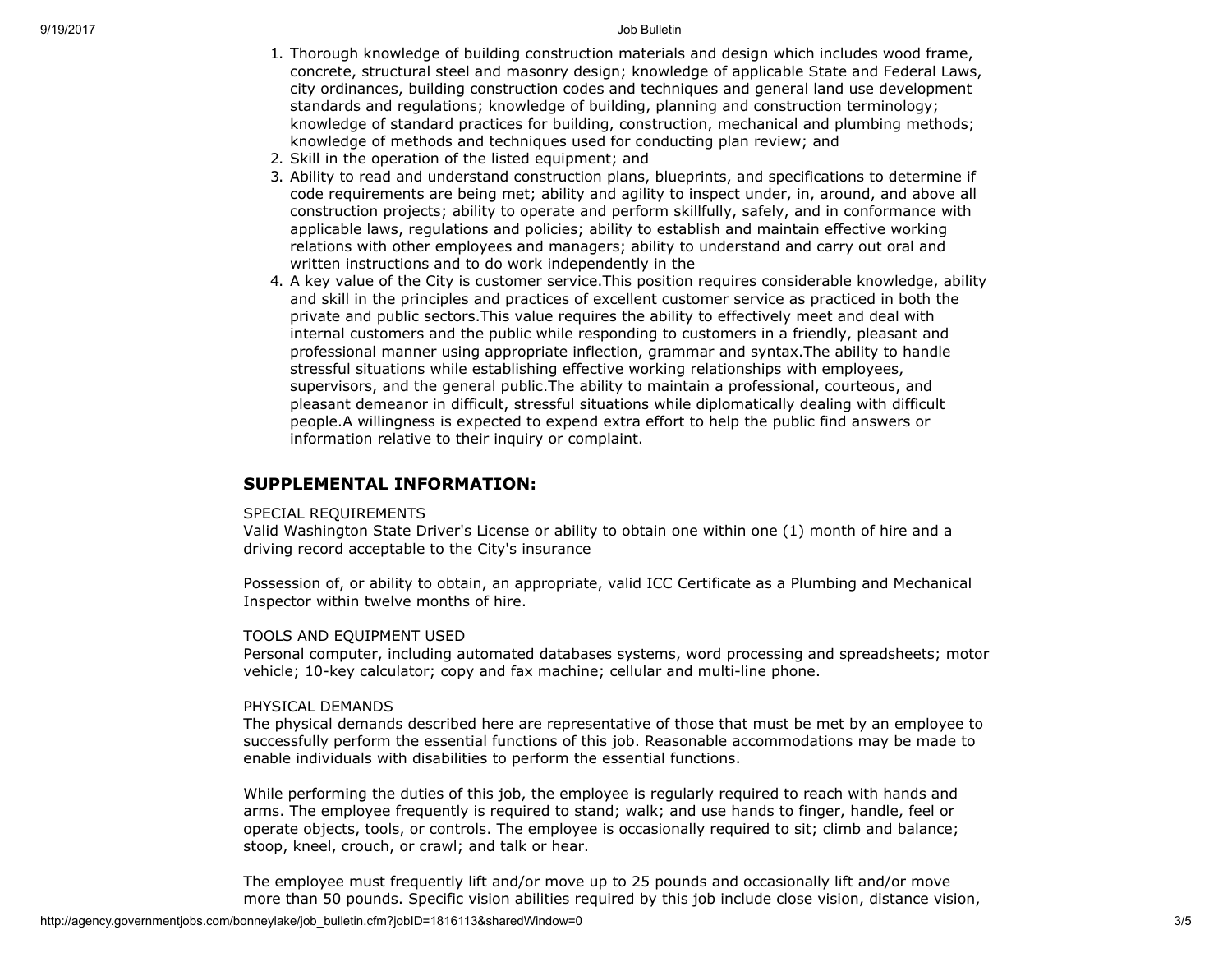1. Thorough knowledge of building construction materials and design which includes wood frame, concrete, structural steel and masonry design; knowledge of applicable State and Federal Laws, city ordinances, building construction codes and techniques and general land use development standards and regulations; knowledge of building, planning and construction terminology; knowledge of standard practices for building, construction, mechanical and plumbing methods; knowledge of methods and techniques used for conducting plan review; and
2. Skill in the operation of the listed equipment; and
3. Ability to read and understand construction plans, blueprints, and specifications to determine if code requirements are being met; ability and agility to inspect under, in, around, and above all construction projects; ability to operate and perform skillfully, safely, and in conformance with applicable laws, regulations and policies; ability to establish and maintain effective working relations with other employees and managers; ability to understand and carry out oral and written instructions and to do work independently in the
4. A key value of the City is customer service.This position requires considerable knowledge, ability and skill in the principles and practices of excellent customer service as practiced in both the private and public sectors.This value requires the ability to effectively meet and deal with internal customers and the public while responding to customers in a friendly, pleasant and professional manner using appropriate inflection, grammar and syntax.The ability to handle stressful situations while establishing effective working relationships with employees, supervisors, and the general public.The ability to maintain a professional, courteous, and pleasant demeanor in difficult, stressful situations while diplomatically dealing with difficult people.A willingness is expected to expend extra effort to help the public find answers or information relative to their inquiry or complaint.

## SUPPLEMENTAL INFORMATION:

SPECIAL REQUIREMENTS
Valid Washington State Driver's License or ability to obtain one within one (1) month of hire and a driving record acceptable to the City's insurance

Possession of, or ability to obtain, an appropriate, valid ICC Certificate as a Plumbing and Mechanical Inspector within twelve months of hire.

TOOLS AND EQUIPMENT USED
Personal computer, including automated databases systems, word processing and spreadsheets; motor vehicle; 10-key calculator; copy and fax machine; cellular and multi-line phone.

PHYSICAL DEMANDS
The physical demands described here are representative of those that must be met by an employee to successfully perform the essential functions of this job. Reasonable accommodations may be made to enable individuals with disabilities to perform the essential functions.

While performing the duties of this job, the employee is regularly required to reach with hands and arms. The employee frequently is required to stand; walk; and use hands to finger, handle, feel or operate objects, tools, or controls. The employee is occasionally required to sit; climb and balance; stoop, kneel, crouch, or crawl; and talk or hear.

The employee must frequently lift and/or move up to 25 pounds and occasionally lift and/or move more than 50 pounds. Specific vision abilities required by this job include close vision, distance vision,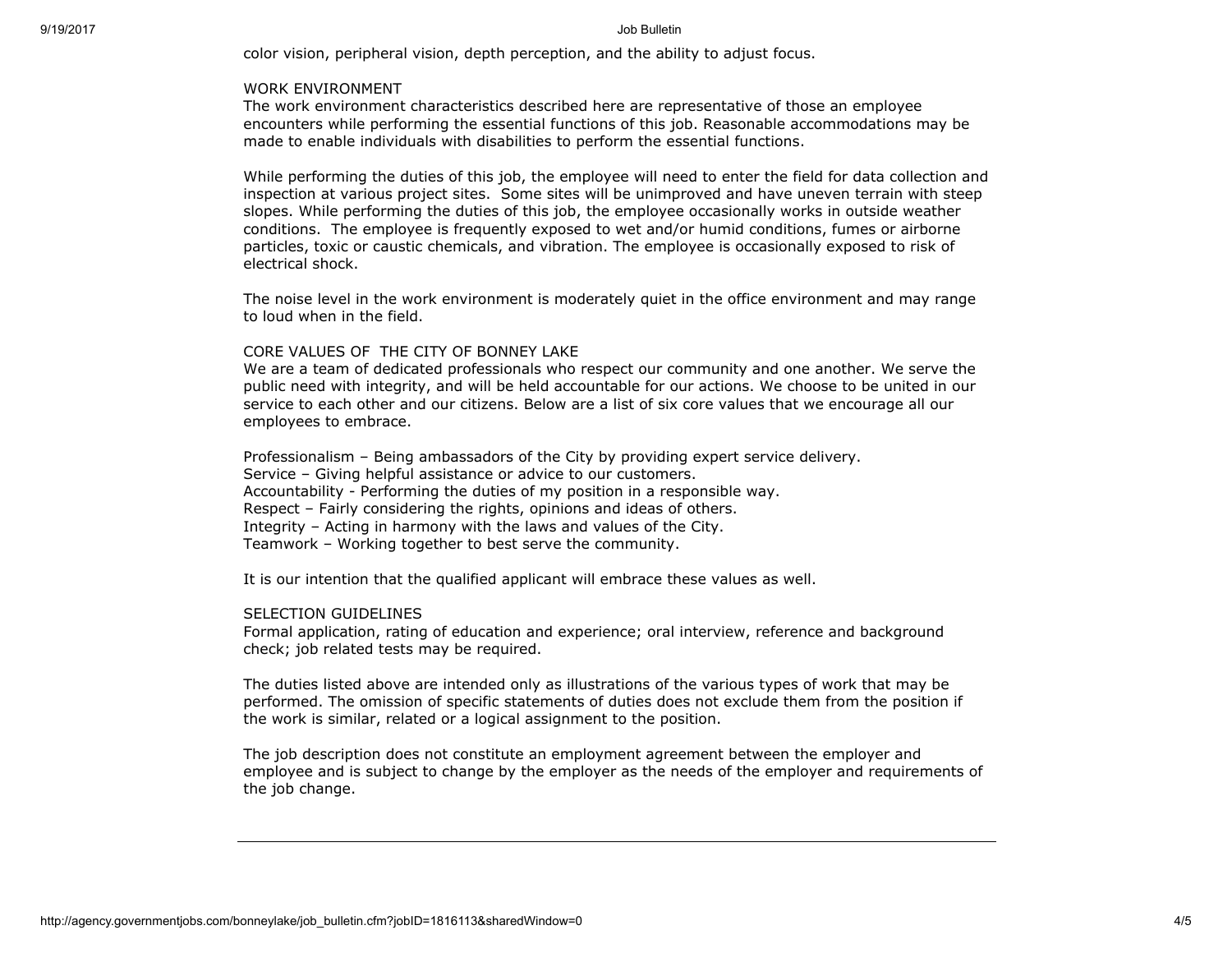color vision, peripheral vision, depth perception, and the ability to adjust focus.

## WORK ENVIRONMENT

The work environment characteristics described here are representative of those an employee encounters while performing the essential functions of this job. Reasonable accommodations may be made to enable individuals with disabilities to perform the essential functions.

While performing the duties of this job, the employee will need to enter the field for data collection and inspection at various project sites. Some sites will be unimproved and have uneven terrain with steep slopes. While performing the duties of this job, the employee occasionally works in outside weather conditions. The employee is frequently exposed to wet and/or humid conditions, fumes or airborne particles, toxic or caustic chemicals, and vibration. The employee is occasionally exposed to risk of electrical shock.

The noise level in the work environment is moderately quiet in the office environment and may range to loud when in the field.

## CORE VALUES OF THE CITY OF BONNEY LAKE

We are a team of dedicated professionals who respect our community and one another. We serve the public need with integrity, and will be held accountable for our actions. We choose to be united in our service to each other and our citizens. Below are a list of six core values that we encourage all our employees to embrace.

Professionalism – Being ambassadors of the City by providing expert service delivery.
Service – Giving helpful assistance or advice to our customers.
Accountability - Performing the duties of my position in a responsible way.
Respect – Fairly considering the rights, opinions and ideas of others.
Integrity – Acting in harmony with the laws and values of the City.
Teamwork – Working together to best serve the community.

It is our intention that the qualified applicant will embrace these values as well.

## SELECTION GUIDELINES

Formal application, rating of education and experience; oral interview, reference and background check; job related tests may be required.

The duties listed above are intended only as illustrations of the various types of work that may be performed. The omission of specific statements of duties does not exclude them from the position if the work is similar, related or a logical assignment to the position.

The job description does not constitute an employment agreement between the employer and employee and is subject to change by the employer as the needs of the employer and requirements of the job change.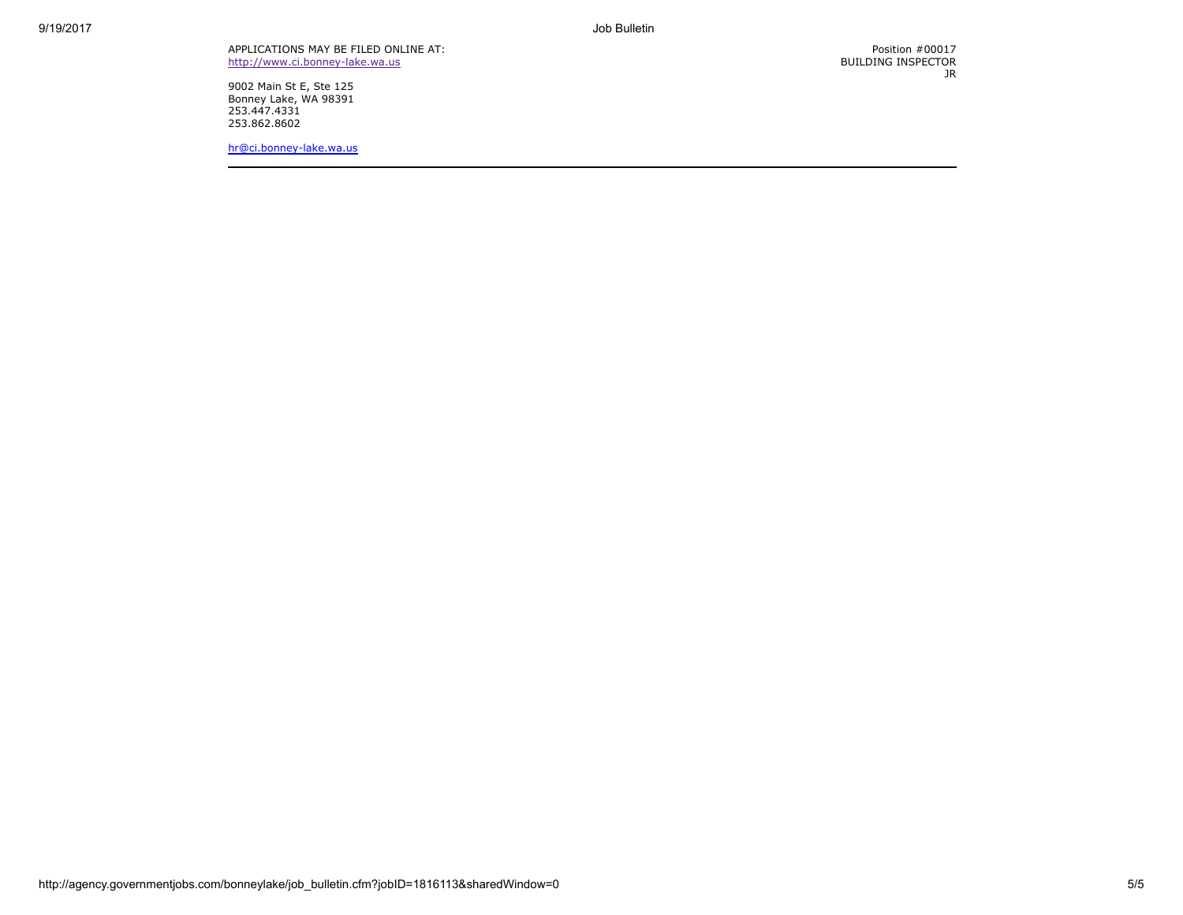APPLICATIONS MAY BE FILED ONLINE AT:
http://www.ci.bonney-lake.wa.us

9002 Main St E, Ste 125
Bonney Lake, WA 98391
253.447.4331
253.862.8602

hr@ci.bonney-lake.wa.us

Position #00017
BUILDING INSPECTOR
JR

---